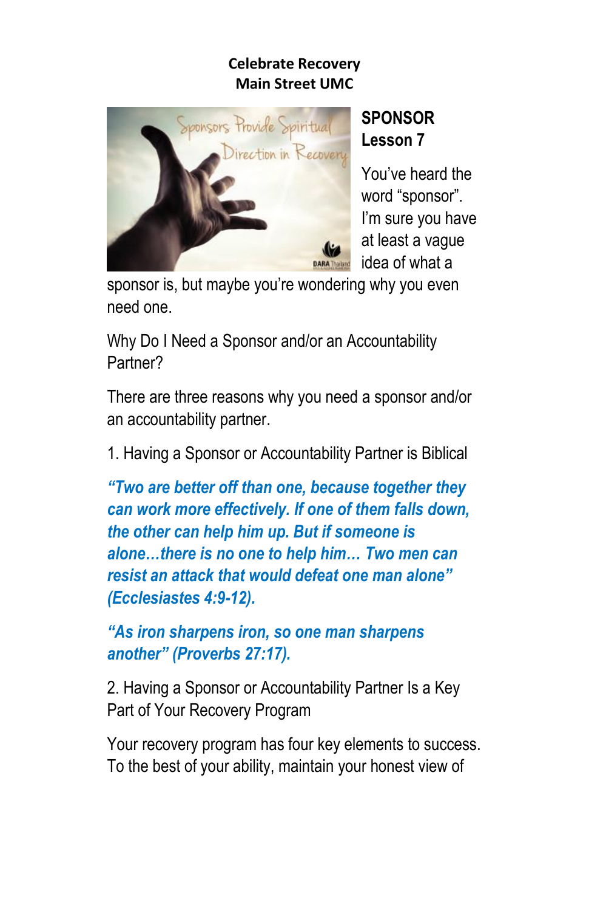**Celebrate Recovery**
**Main Street UMC**

## SPONSOR
## Lesson 7

You've heard the word "sponsor". I'm sure you have at least a vague idea of what a sponsor is, but maybe you're wondering why you even need one.

Why Do I Need a Sponsor and/or an Accountability Partner?

There are three reasons why you need a sponsor and/or an accountability partner.

1. Having a Sponsor or Accountability Partner is Biblical

***"Two are better off than one, because together they can work more effectively. If one of them falls down, the other can help him up. But if someone is alone…there is no one to help him… Two men can resist an attack that would defeat one man alone" (Ecclesiastes 4:9-12).***

***"As iron sharpens iron, so one man sharpens another" (Proverbs 27:17).***

2. Having a Sponsor or Accountability Partner Is a Key Part of Your Recovery Program

Your recovery program has four key elements to success. To the best of your ability, maintain your honest view of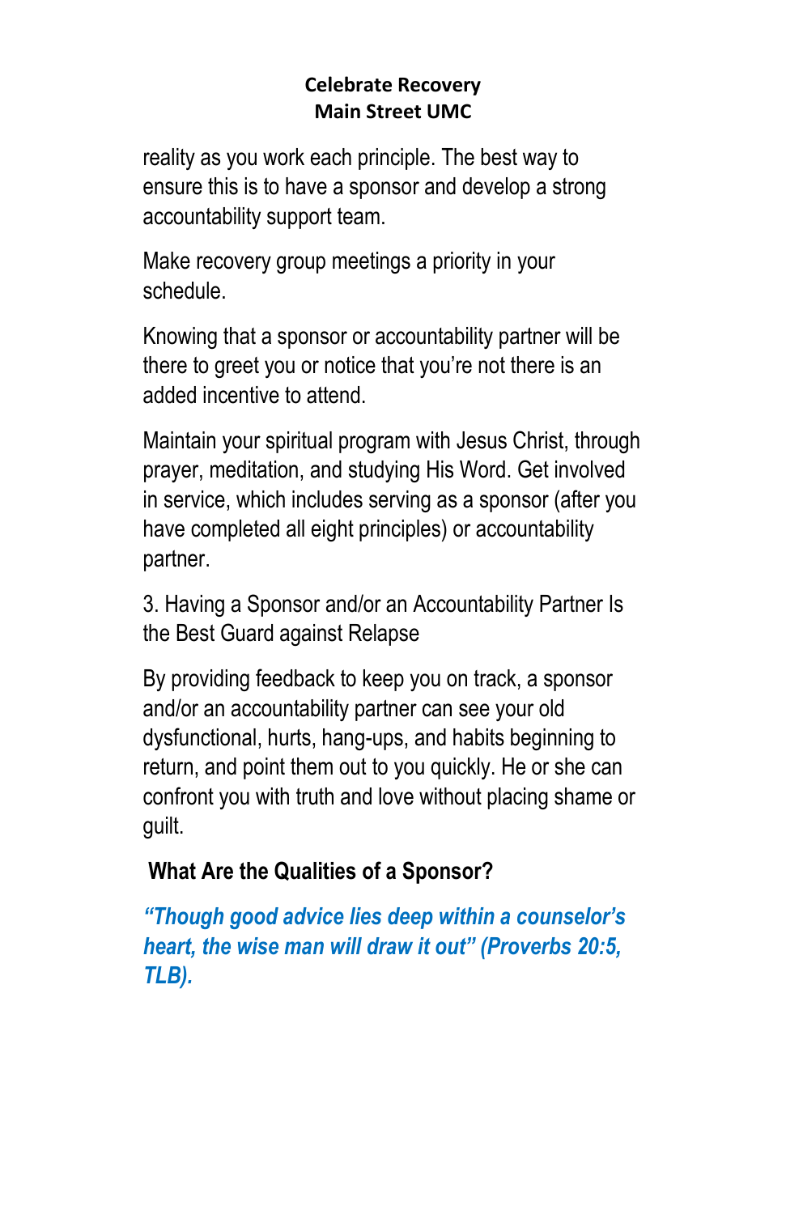reality as you work each principle. The best way to ensure this is to have a sponsor and develop a strong accountability support team.

Make recovery group meetings a priority in your schedule.

Knowing that a sponsor or accountability partner will be there to greet you or notice that you're not there is an added incentive to attend.

Maintain your spiritual program with Jesus Christ, through prayer, meditation, and studying His Word. Get involved in service, which includes serving as a sponsor (after you have completed all eight principles) or accountability partner.

3. Having a Sponsor and/or an Accountability Partner Is the Best Guard against Relapse

By providing feedback to keep you on track, a sponsor and/or an accountability partner can see your old dysfunctional, hurts, hang-ups, and habits beginning to return, and point them out to you quickly. He or she can confront you with truth and love without placing shame or guilt.

**What Are the Qualities of a Sponsor?**

***"Though good advice lies deep within a counselor's heart, the wise man will draw it out" (Proverbs 20:5, TLB).***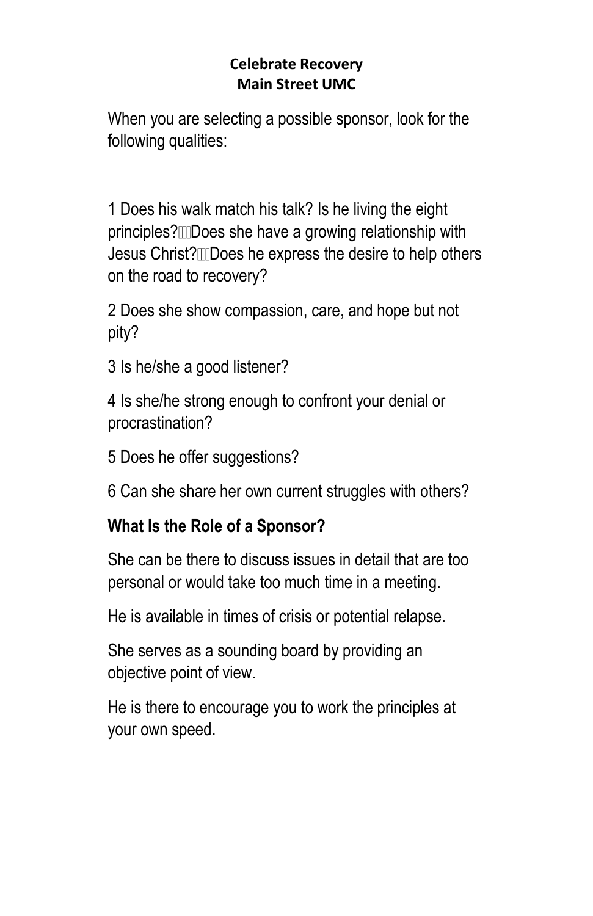**Celebrate Recovery**
**Main Street UMC**

When you are selecting a possible sponsor, look for the following qualities:

1 Does his walk match his talk? Is he living the eight principles? Does she have a growing relationship with Jesus Christ? Does he express the desire to help others on the road to recovery?

2 Does she show compassion, care, and hope but not pity?

3 Is he/she a good listener?

4 Is she/he strong enough to confront your denial or procrastination?

5 Does he offer suggestions?

6 Can she share her own current struggles with others?

**What Is the Role of a Sponsor?**

She can be there to discuss issues in detail that are too personal or would take too much time in a meeting.

He is available in times of crisis or potential relapse.

She serves as a sounding board by providing an objective point of view.

He is there to encourage you to work the principles at your own speed.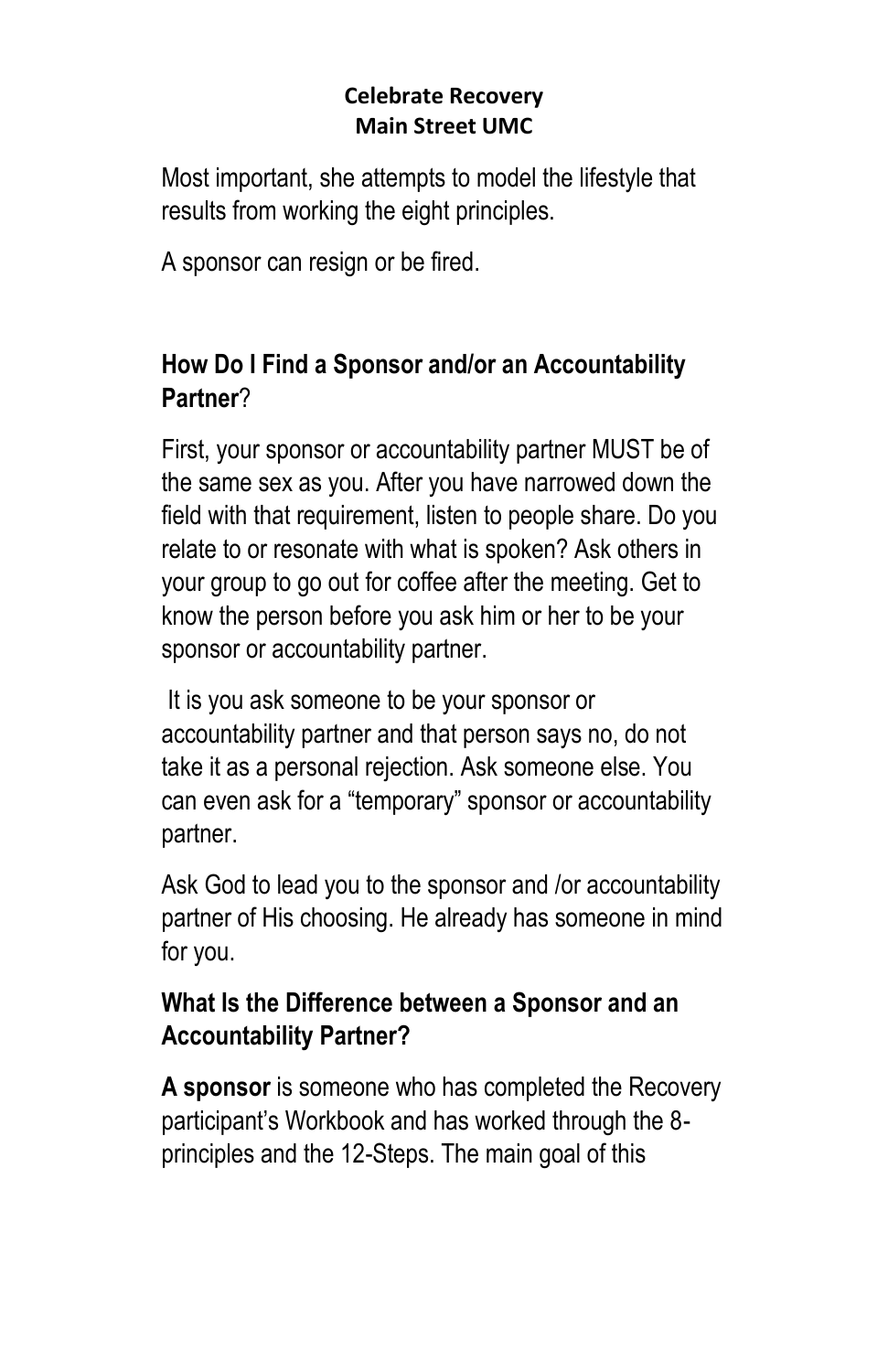Most important, she attempts to model the lifestyle that results from working the eight principles.

A sponsor can resign or be fired.

## How Do I Find a Sponsor and/or an Accountability Partner?

First, your sponsor or accountability partner MUST be of the same sex as you. After you have narrowed down the field with that requirement, listen to people share. Do you relate to or resonate with what is spoken? Ask others in your group to go out for coffee after the meeting. Get to know the person before you ask him or her to be your sponsor or accountability partner.

It is you ask someone to be your sponsor or accountability partner and that person says no, do not take it as a personal rejection. Ask someone else. You can even ask for a "temporary" sponsor or accountability partner.

Ask God to lead you to the sponsor and /or accountability partner of His choosing. He already has someone in mind for you.

## What Is the Difference between a Sponsor and an Accountability Partner?

**A sponsor** is someone who has completed the Recovery participant's Workbook and has worked through the 8-principles and the 12-Steps. The main goal of this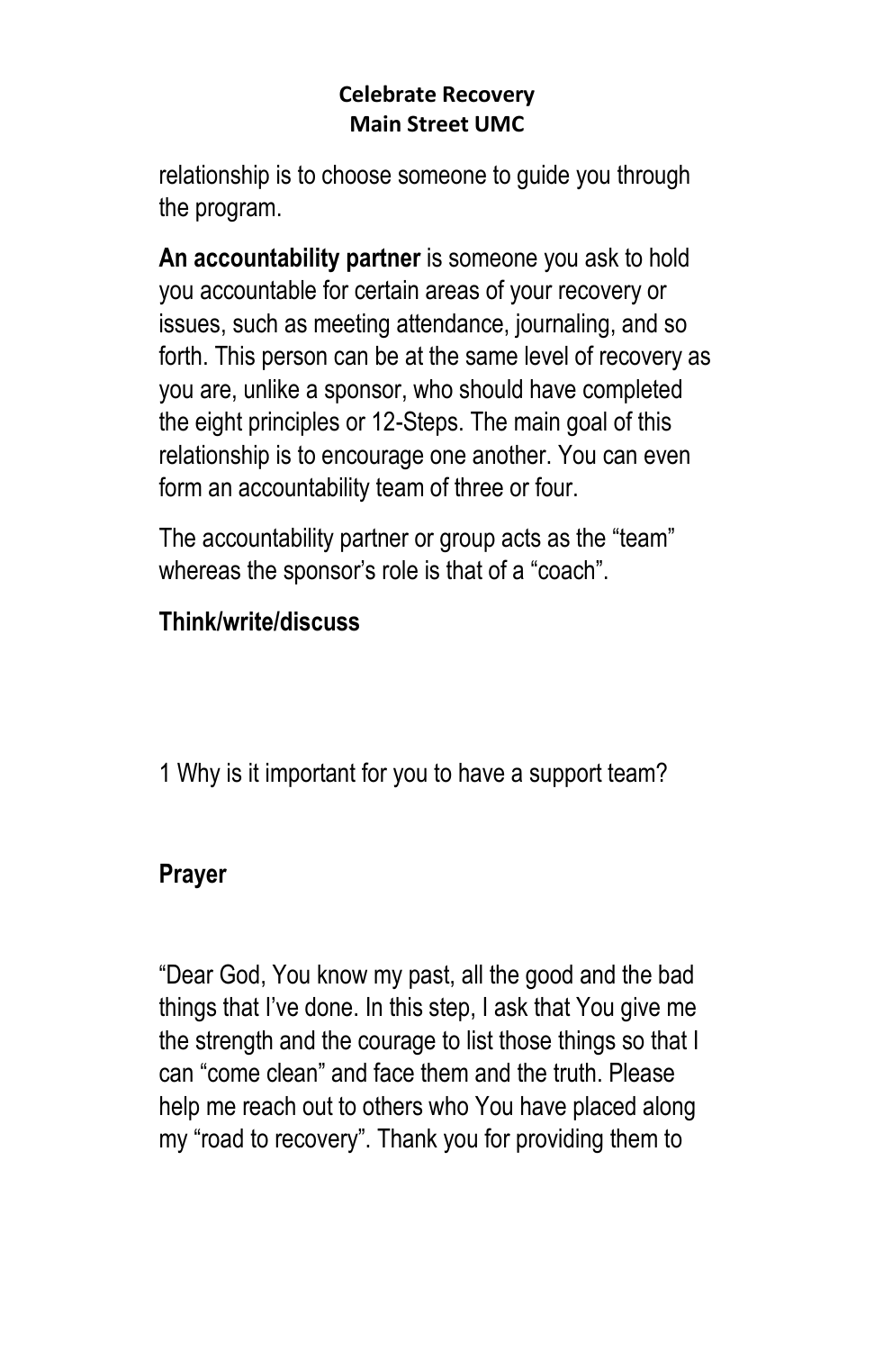relationship is to choose someone to guide you through the program.

**An accountability partner** is someone you ask to hold you accountable for certain areas of your recovery or issues, such as meeting attendance, journaling, and so forth. This person can be at the same level of recovery as you are, unlike a sponsor, who should have completed the eight principles or 12-Steps. The main goal of this relationship is to encourage one another. You can even form an accountability team of three or four.

The accountability partner or group acts as the "team" whereas the sponsor's role is that of a "coach".

**Think/write/discuss**

1 Why is it important for you to have a support team?

**Prayer**

"Dear God, You know my past, all the good and the bad things that I've done. In this step, I ask that You give me the strength and the courage to list those things so that I can "come clean" and face them and the truth. Please help me reach out to others who You have placed along my "road to recovery". Thank you for providing them to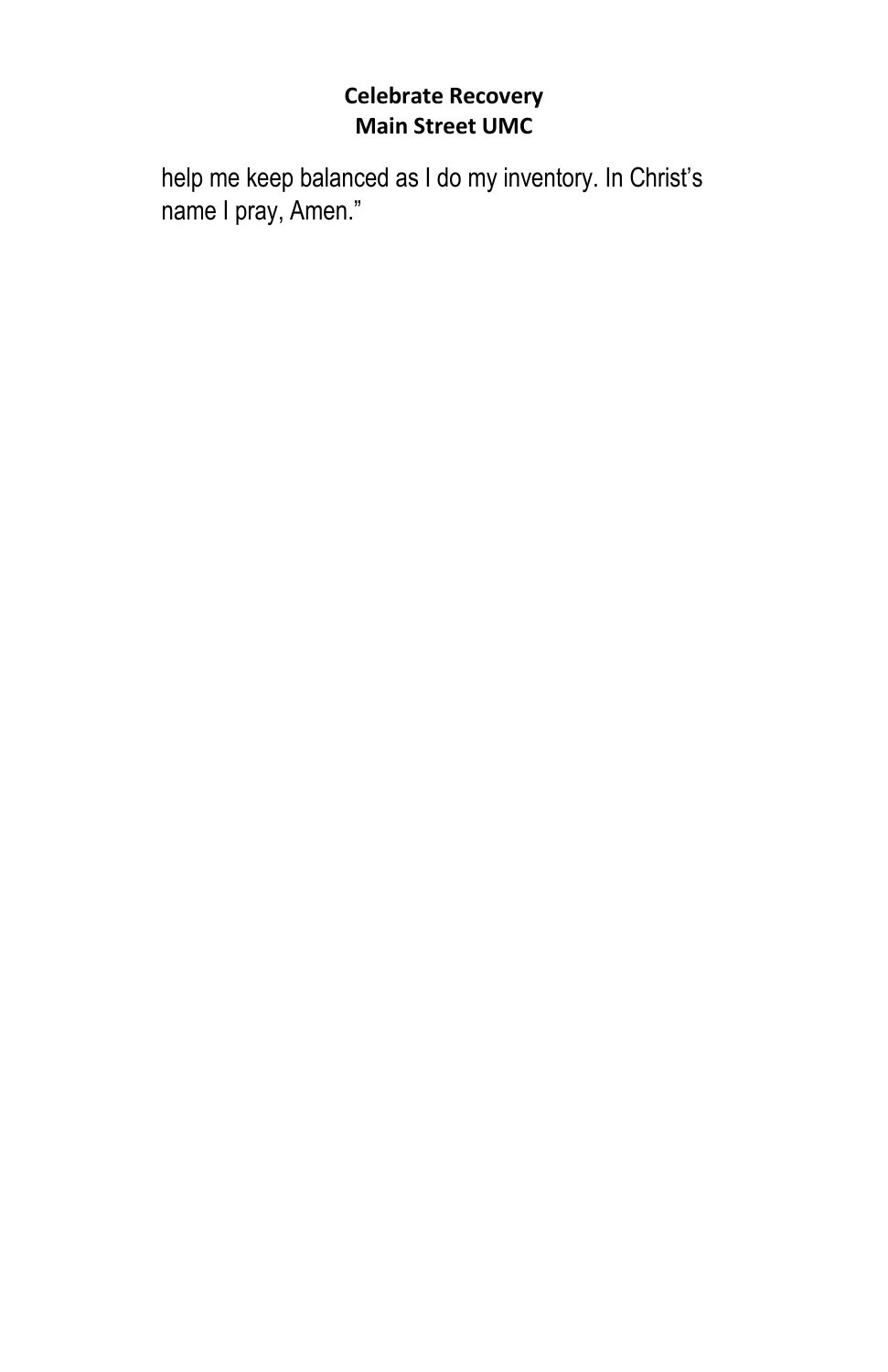help me keep balanced as I do my inventory. In Christ's name I pray, Amen."